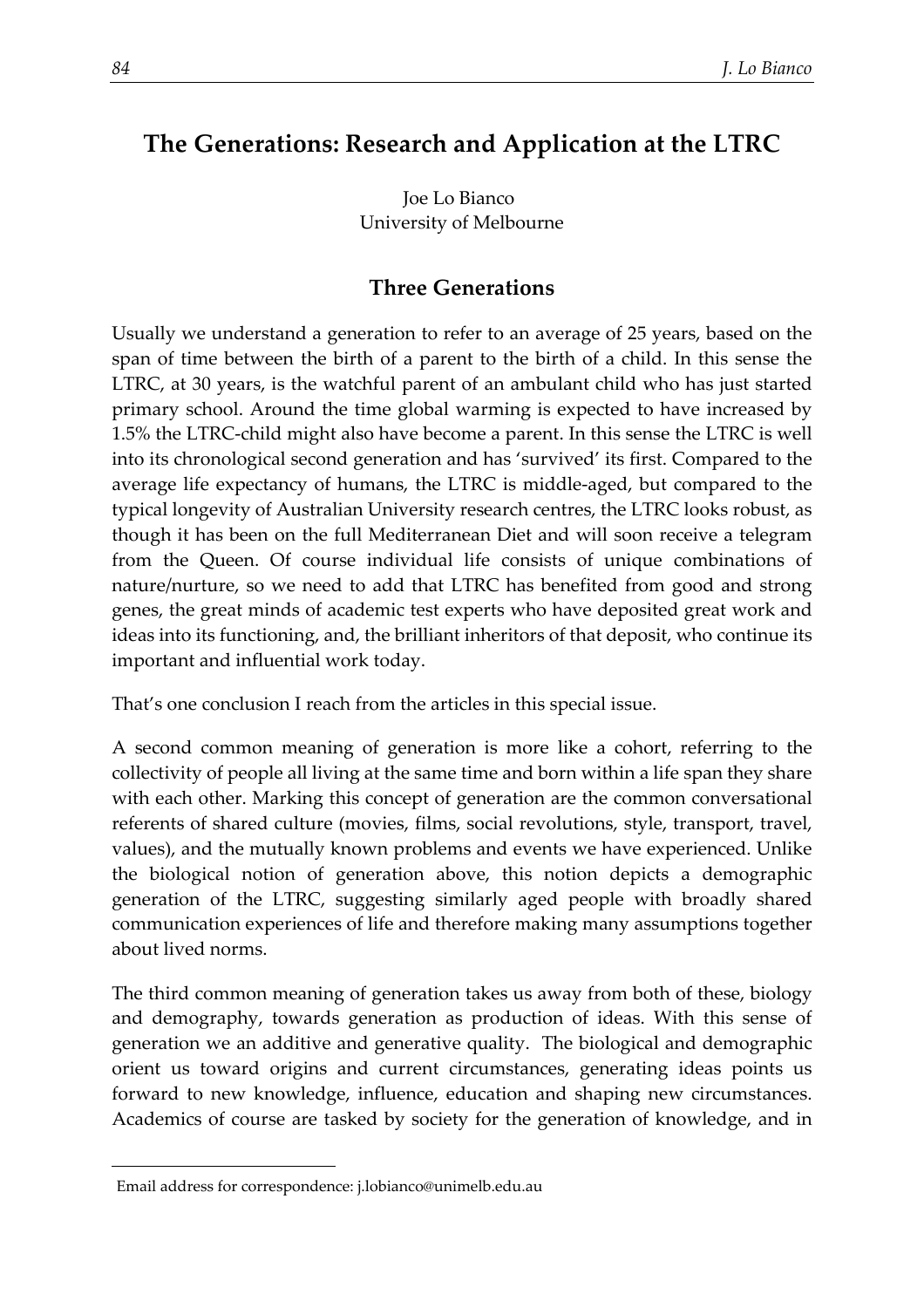# The Generations: Research and Application at the LTRC

Joe Lo Bianco
University of Melbourne

## Three Generations

Usually we understand a generation to refer to an average of 25 years, based on the span of time between the birth of a parent to the birth of a child. In this sense the LTRC, at 30 years, is the watchful parent of an ambulant child who has just started primary school. Around the time global warming is expected to have increased by 1.5% the LTRC-child might also have become a parent. In this sense the LTRC is well into its chronological second generation and has 'survived' its first. Compared to the average life expectancy of humans, the LTRC is middle-aged, but compared to the typical longevity of Australian University research centres, the LTRC looks robust, as though it has been on the full Mediterranean Diet and will soon receive a telegram from the Queen. Of course individual life consists of unique combinations of nature/nurture, so we need to add that LTRC has benefited from good and strong genes, the great minds of academic test experts who have deposited great work and ideas into its functioning, and, the brilliant inheritors of that deposit, who continue its important and influential work today.

That's one conclusion I reach from the articles in this special issue.

A second common meaning of generation is more like a cohort, referring to the collectivity of people all living at the same time and born within a life span they share with each other. Marking this concept of generation are the common conversational referents of shared culture (movies, films, social revolutions, style, transport, travel, values), and the mutually known problems and events we have experienced. Unlike the biological notion of generation above, this notion depicts a demographic generation of the LTRC, suggesting similarly aged people with broadly shared communication experiences of life and therefore making many assumptions together about lived norms.

The third common meaning of generation takes us away from both of these, biology and demography, towards generation as production of ideas. With this sense of generation we an additive and generative quality. The biological and demographic orient us toward origins and current circumstances, generating ideas points us forward to new knowledge, influence, education and shaping new circumstances. Academics of course are tasked by society for the generation of knowledge, and in

Email address for correspondence: j.lobianco@unimelb.edu.au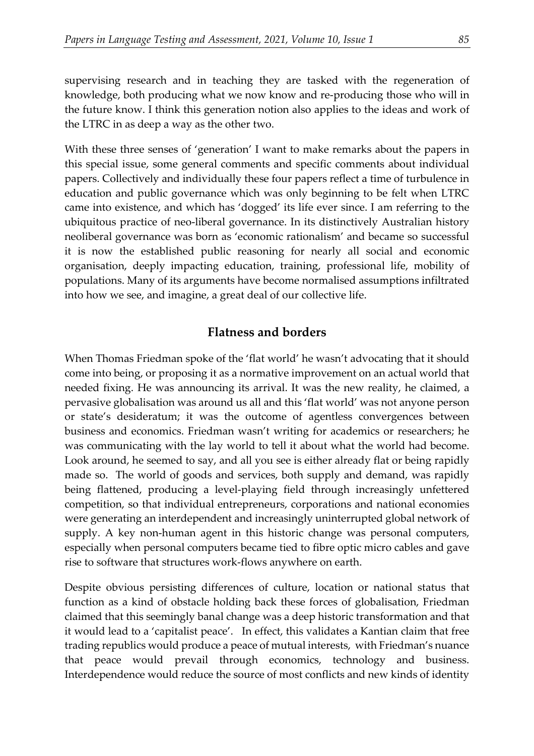supervising research and in teaching they are tasked with the regeneration of knowledge, both producing what we now know and re-producing those who will in the future know. I think this generation notion also applies to the ideas and work of the LTRC in as deep a way as the other two.

With these three senses of 'generation' I want to make remarks about the papers in this special issue, some general comments and specific comments about individual papers. Collectively and individually these four papers reflect a time of turbulence in education and public governance which was only beginning to be felt when LTRC came into existence, and which has 'dogged' its life ever since. I am referring to the ubiquitous practice of neo-liberal governance. In its distinctively Australian history neoliberal governance was born as 'economic rationalism' and became so successful it is now the established public reasoning for nearly all social and economic organisation, deeply impacting education, training, professional life, mobility of populations. Many of its arguments have become normalised assumptions infiltrated into how we see, and imagine, a great deal of our collective life.

## Flatness and borders

When Thomas Friedman spoke of the 'flat world' he wasn't advocating that it should come into being, or proposing it as a normative improvement on an actual world that needed fixing. He was announcing its arrival. It was the new reality, he claimed, a pervasive globalisation was around us all and this 'flat world' was not anyone person or state's desideratum; it was the outcome of agentless convergences between business and economics. Friedman wasn't writing for academics or researchers; he was communicating with the lay world to tell it about what the world had become. Look around, he seemed to say, and all you see is either already flat or being rapidly made so. The world of goods and services, both supply and demand, was rapidly being flattened, producing a level-playing field through increasingly unfettered competition, so that individual entrepreneurs, corporations and national economies were generating an interdependent and increasingly uninterrupted global network of supply. A key non-human agent in this historic change was personal computers, especially when personal computers became tied to fibre optic micro cables and gave rise to software that structures work-flows anywhere on earth.

Despite obvious persisting differences of culture, location or national status that function as a kind of obstacle holding back these forces of globalisation, Friedman claimed that this seemingly banal change was a deep historic transformation and that it would lead to a 'capitalist peace'. In effect, this validates a Kantian claim that free trading republics would produce a peace of mutual interests, with Friedman's nuance that peace would prevail through economics, technology and business. Interdependence would reduce the source of most conflicts and new kinds of identity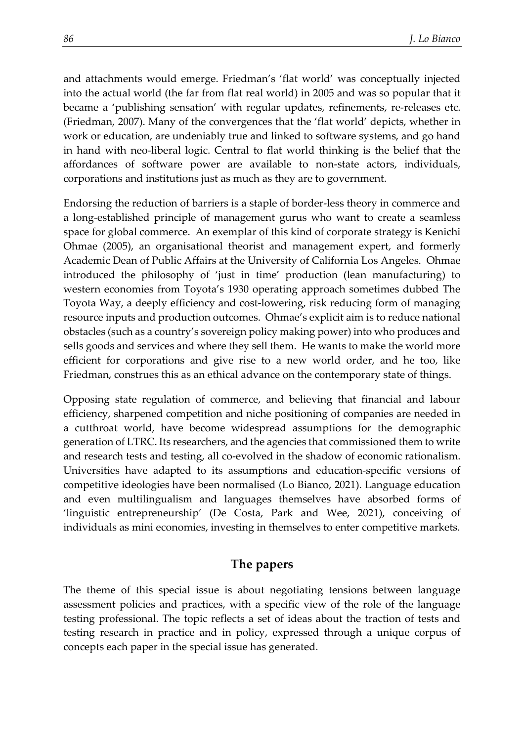and attachments would emerge. Friedman's 'flat world' was conceptually injected into the actual world (the far from flat real world) in 2005 and was so popular that it became a 'publishing sensation' with regular updates, refinements, re-releases etc. (Friedman, 2007). Many of the convergences that the 'flat world' depicts, whether in work or education, are undeniably true and linked to software systems, and go hand in hand with neo-liberal logic. Central to flat world thinking is the belief that the affordances of software power are available to non-state actors, individuals, corporations and institutions just as much as they are to government.

Endorsing the reduction of barriers is a staple of border-less theory in commerce and a long-established principle of management gurus who want to create a seamless space for global commerce. An exemplar of this kind of corporate strategy is Kenichi Ohmae (2005), an organisational theorist and management expert, and formerly Academic Dean of Public Affairs at the University of California Los Angeles. Ohmae introduced the philosophy of 'just in time' production (lean manufacturing) to western economies from Toyota's 1930 operating approach sometimes dubbed The Toyota Way, a deeply efficiency and cost-lowering, risk reducing form of managing resource inputs and production outcomes. Ohmae's explicit aim is to reduce national obstacles (such as a country's sovereign policy making power) into who produces and sells goods and services and where they sell them. He wants to make the world more efficient for corporations and give rise to a new world order, and he too, like Friedman, construes this as an ethical advance on the contemporary state of things.

Opposing state regulation of commerce, and believing that financial and labour efficiency, sharpened competition and niche positioning of companies are needed in a cutthroat world, have become widespread assumptions for the demographic generation of LTRC. Its researchers, and the agencies that commissioned them to write and research tests and testing, all co-evolved in the shadow of economic rationalism. Universities have adapted to its assumptions and education-specific versions of competitive ideologies have been normalised (Lo Bianco, 2021). Language education and even multilingualism and languages themselves have absorbed forms of 'linguistic entrepreneurship' (De Costa, Park and Wee, 2021), conceiving of individuals as mini economies, investing in themselves to enter competitive markets.

## The papers

The theme of this special issue is about negotiating tensions between language assessment policies and practices, with a specific view of the role of the language testing professional. The topic reflects a set of ideas about the traction of tests and testing research in practice and in policy, expressed through a unique corpus of concepts each paper in the special issue has generated.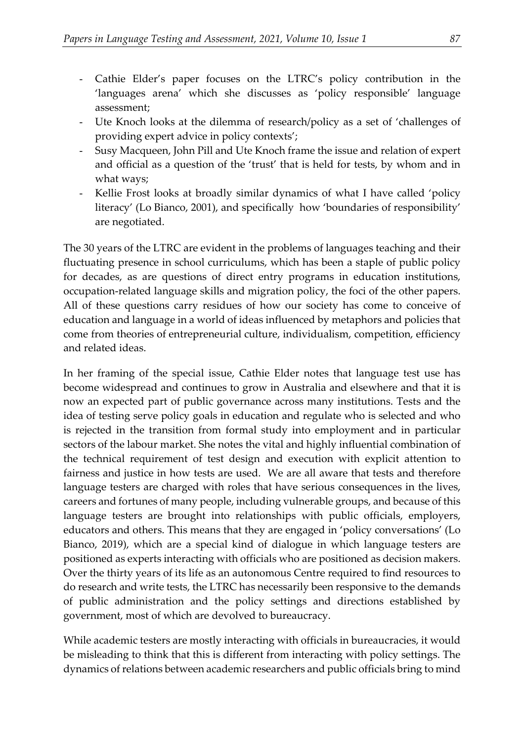- Cathie Elder's paper focuses on the LTRC's policy contribution in the 'languages arena' which she discusses as 'policy responsible' language assessment;
- Ute Knoch looks at the dilemma of research/policy as a set of 'challenges of providing expert advice in policy contexts';
- Susy Macqueen, John Pill and Ute Knoch frame the issue and relation of expert and official as a question of the 'trust' that is held for tests, by whom and in what ways;
- Kellie Frost looks at broadly similar dynamics of what I have called 'policy literacy' (Lo Bianco, 2001), and specifically how 'boundaries of responsibility' are negotiated.

The 30 years of the LTRC are evident in the problems of languages teaching and their fluctuating presence in school curriculums, which has been a staple of public policy for decades, as are questions of direct entry programs in education institutions, occupation-related language skills and migration policy, the foci of the other papers. All of these questions carry residues of how our society has come to conceive of education and language in a world of ideas influenced by metaphors and policies that come from theories of entrepreneurial culture, individualism, competition, efficiency and related ideas.

In her framing of the special issue, Cathie Elder notes that language test use has become widespread and continues to grow in Australia and elsewhere and that it is now an expected part of public governance across many institutions. Tests and the idea of testing serve policy goals in education and regulate who is selected and who is rejected in the transition from formal study into employment and in particular sectors of the labour market. She notes the vital and highly influential combination of the technical requirement of test design and execution with explicit attention to fairness and justice in how tests are used. We are all aware that tests and therefore language testers are charged with roles that have serious consequences in the lives, careers and fortunes of many people, including vulnerable groups, and because of this language testers are brought into relationships with public officials, employers, educators and others. This means that they are engaged in 'policy conversations' (Lo Bianco, 2019), which are a special kind of dialogue in which language testers are positioned as experts interacting with officials who are positioned as decision makers. Over the thirty years of its life as an autonomous Centre required to find resources to do research and write tests, the LTRC has necessarily been responsive to the demands of public administration and the policy settings and directions established by government, most of which are devolved to bureaucracy.

While academic testers are mostly interacting with officials in bureaucracies, it would be misleading to think that this is different from interacting with policy settings. The dynamics of relations between academic researchers and public officials bring to mind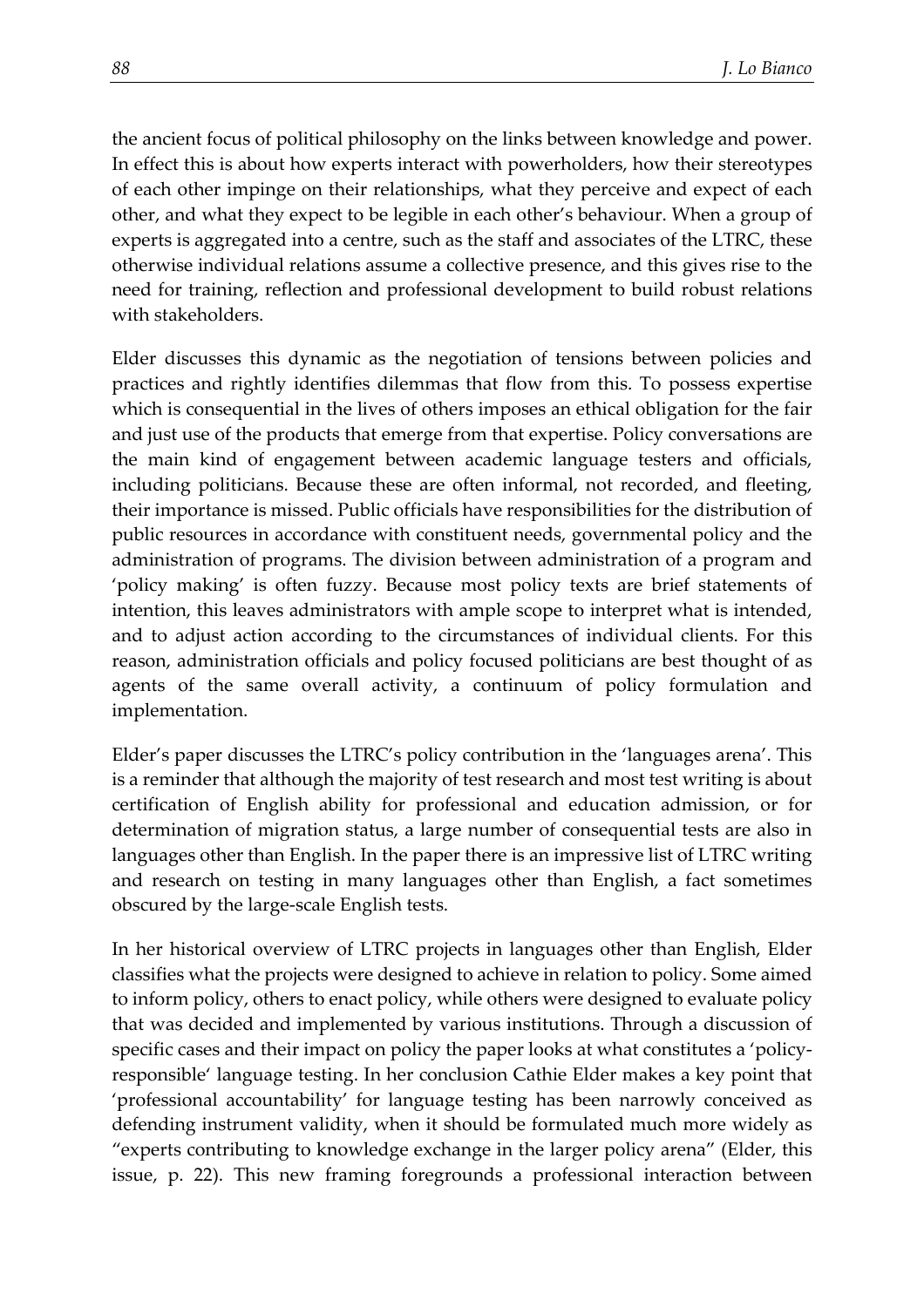the ancient focus of political philosophy on the links between knowledge and power. In effect this is about how experts interact with powerholders, how their stereotypes of each other impinge on their relationships, what they perceive and expect of each other, and what they expect to be legible in each other's behaviour. When a group of experts is aggregated into a centre, such as the staff and associates of the LTRC, these otherwise individual relations assume a collective presence, and this gives rise to the need for training, reflection and professional development to build robust relations with stakeholders.

Elder discusses this dynamic as the negotiation of tensions between policies and practices and rightly identifies dilemmas that flow from this. To possess expertise which is consequential in the lives of others imposes an ethical obligation for the fair and just use of the products that emerge from that expertise. Policy conversations are the main kind of engagement between academic language testers and officials, including politicians. Because these are often informal, not recorded, and fleeting, their importance is missed. Public officials have responsibilities for the distribution of public resources in accordance with constituent needs, governmental policy and the administration of programs. The division between administration of a program and 'policy making' is often fuzzy. Because most policy texts are brief statements of intention, this leaves administrators with ample scope to interpret what is intended, and to adjust action according to the circumstances of individual clients. For this reason, administration officials and policy focused politicians are best thought of as agents of the same overall activity, a continuum of policy formulation and implementation.

Elder's paper discusses the LTRC's policy contribution in the 'languages arena'. This is a reminder that although the majority of test research and most test writing is about certification of English ability for professional and education admission, or for determination of migration status, a large number of consequential tests are also in languages other than English. In the paper there is an impressive list of LTRC writing and research on testing in many languages other than English, a fact sometimes obscured by the large-scale English tests.

In her historical overview of LTRC projects in languages other than English, Elder classifies what the projects were designed to achieve in relation to policy. Some aimed to inform policy, others to enact policy, while others were designed to evaluate policy that was decided and implemented by various institutions. Through a discussion of specific cases and their impact on policy the paper looks at what constitutes a 'policy-responsible' language testing. In her conclusion Cathie Elder makes a key point that 'professional accountability' for language testing has been narrowly conceived as defending instrument validity, when it should be formulated much more widely as "experts contributing to knowledge exchange in the larger policy arena" (Elder, this issue, p. 22). This new framing foregrounds a professional interaction between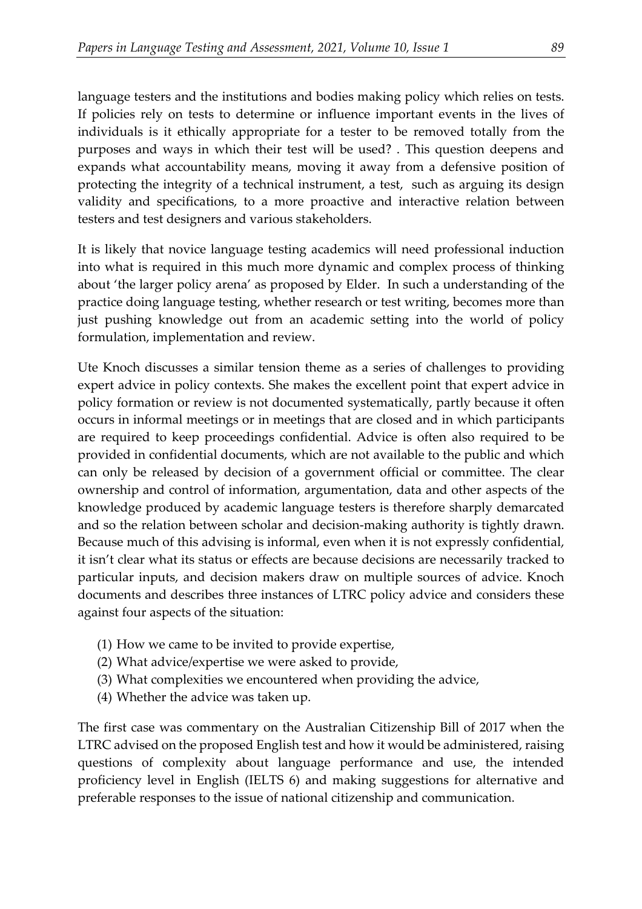language testers and the institutions and bodies making policy which relies on tests. If policies rely on tests to determine or influence important events in the lives of individuals is it ethically appropriate for a tester to be removed totally from the purposes and ways in which their test will be used? . This question deepens and expands what accountability means, moving it away from a defensive position of protecting the integrity of a technical instrument, a test, such as arguing its design validity and specifications, to a more proactive and interactive relation between testers and test designers and various stakeholders.

It is likely that novice language testing academics will need professional induction into what is required in this much more dynamic and complex process of thinking about 'the larger policy arena' as proposed by Elder. In such a understanding of the practice doing language testing, whether research or test writing, becomes more than just pushing knowledge out from an academic setting into the world of policy formulation, implementation and review.

Ute Knoch discusses a similar tension theme as a series of challenges to providing expert advice in policy contexts. She makes the excellent point that expert advice in policy formation or review is not documented systematically, partly because it often occurs in informal meetings or in meetings that are closed and in which participants are required to keep proceedings confidential. Advice is often also required to be provided in confidential documents, which are not available to the public and which can only be released by decision of a government official or committee. The clear ownership and control of information, argumentation, data and other aspects of the knowledge produced by academic language testers is therefore sharply demarcated and so the relation between scholar and decision-making authority is tightly drawn. Because much of this advising is informal, even when it is not expressly confidential, it isn't clear what its status or effects are because decisions are necessarily tracked to particular inputs, and decision makers draw on multiple sources of advice. Knoch documents and describes three instances of LTRC policy advice and considers these against four aspects of the situation:

(1) How we came to be invited to provide expertise,
(2) What advice/expertise we were asked to provide,
(3) What complexities we encountered when providing the advice,
(4) Whether the advice was taken up.

The first case was commentary on the Australian Citizenship Bill of 2017 when the LTRC advised on the proposed English test and how it would be administered, raising questions of complexity about language performance and use, the intended proficiency level in English (IELTS 6) and making suggestions for alternative and preferable responses to the issue of national citizenship and communication.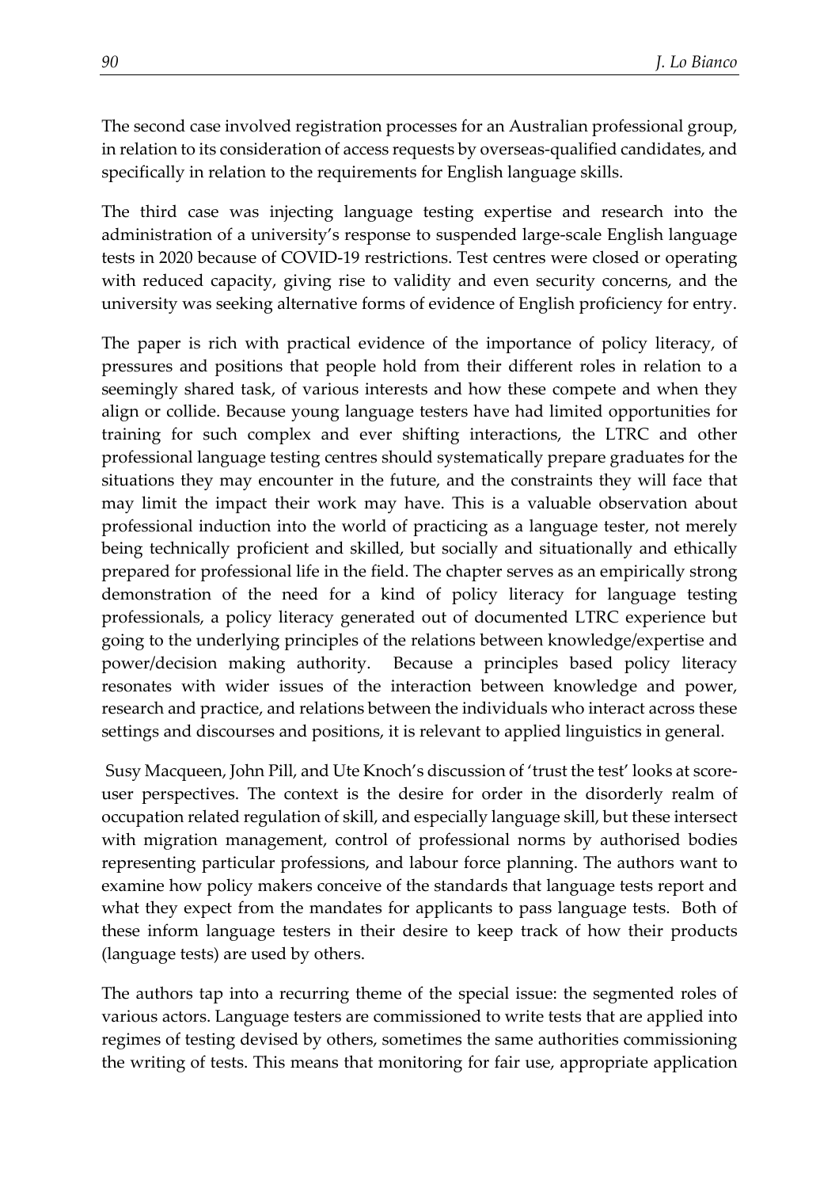The second case involved registration processes for an Australian professional group, in relation to its consideration of access requests by overseas-qualified candidates, and specifically in relation to the requirements for English language skills.

The third case was injecting language testing expertise and research into the administration of a university's response to suspended large-scale English language tests in 2020 because of COVID-19 restrictions. Test centres were closed or operating with reduced capacity, giving rise to validity and even security concerns, and the university was seeking alternative forms of evidence of English proficiency for entry.

The paper is rich with practical evidence of the importance of policy literacy, of pressures and positions that people hold from their different roles in relation to a seemingly shared task, of various interests and how these compete and when they align or collide. Because young language testers have had limited opportunities for training for such complex and ever shifting interactions, the LTRC and other professional language testing centres should systematically prepare graduates for the situations they may encounter in the future, and the constraints they will face that may limit the impact their work may have. This is a valuable observation about professional induction into the world of practicing as a language tester, not merely being technically proficient and skilled, but socially and situationally and ethically prepared for professional life in the field. The chapter serves as an empirically strong demonstration of the need for a kind of policy literacy for language testing professionals, a policy literacy generated out of documented LTRC experience but going to the underlying principles of the relations between knowledge/expertise and power/decision making authority. Because a principles based policy literacy resonates with wider issues of the interaction between knowledge and power, research and practice, and relations between the individuals who interact across these settings and discourses and positions, it is relevant to applied linguistics in general.

Susy Macqueen, John Pill, and Ute Knoch's discussion of 'trust the test' looks at score-user perspectives. The context is the desire for order in the disorderly realm of occupation related regulation of skill, and especially language skill, but these intersect with migration management, control of professional norms by authorised bodies representing particular professions, and labour force planning. The authors want to examine how policy makers conceive of the standards that language tests report and what they expect from the mandates for applicants to pass language tests. Both of these inform language testers in their desire to keep track of how their products (language tests) are used by others.

The authors tap into a recurring theme of the special issue: the segmented roles of various actors. Language testers are commissioned to write tests that are applied into regimes of testing devised by others, sometimes the same authorities commissioning the writing of tests. This means that monitoring for fair use, appropriate application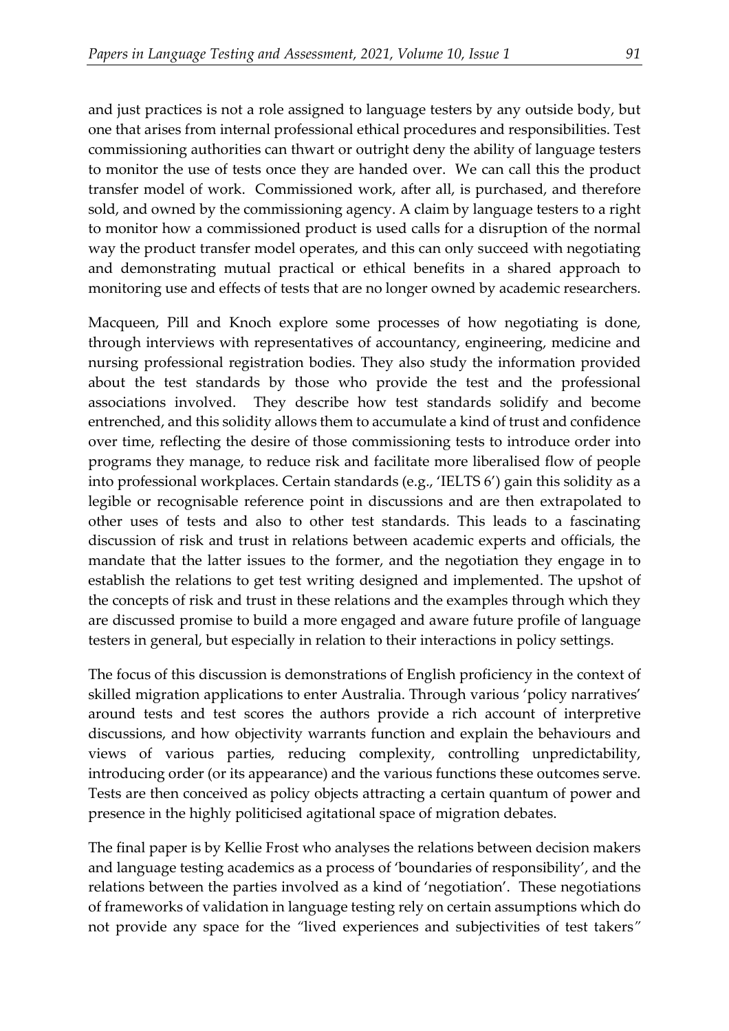and just practices is not a role assigned to language testers by any outside body, but one that arises from internal professional ethical procedures and responsibilities. Test commissioning authorities can thwart or outright deny the ability of language testers to monitor the use of tests once they are handed over. We can call this the product transfer model of work. Commissioned work, after all, is purchased, and therefore sold, and owned by the commissioning agency. A claim by language testers to a right to monitor how a commissioned product is used calls for a disruption of the normal way the product transfer model operates, and this can only succeed with negotiating and demonstrating mutual practical or ethical benefits in a shared approach to monitoring use and effects of tests that are no longer owned by academic researchers.

Macqueen, Pill and Knoch explore some processes of how negotiating is done, through interviews with representatives of accountancy, engineering, medicine and nursing professional registration bodies. They also study the information provided about the test standards by those who provide the test and the professional associations involved. They describe how test standards solidify and become entrenched, and this solidity allows them to accumulate a kind of trust and confidence over time, reflecting the desire of those commissioning tests to introduce order into programs they manage, to reduce risk and facilitate more liberalised flow of people into professional workplaces. Certain standards (e.g., 'IELTS 6') gain this solidity as a legible or recognisable reference point in discussions and are then extrapolated to other uses of tests and also to other test standards. This leads to a fascinating discussion of risk and trust in relations between academic experts and officials, the mandate that the latter issues to the former, and the negotiation they engage in to establish the relations to get test writing designed and implemented. The upshot of the concepts of risk and trust in these relations and the examples through which they are discussed promise to build a more engaged and aware future profile of language testers in general, but especially in relation to their interactions in policy settings.

The focus of this discussion is demonstrations of English proficiency in the context of skilled migration applications to enter Australia. Through various 'policy narratives' around tests and test scores the authors provide a rich account of interpretive discussions, and how objectivity warrants function and explain the behaviours and views of various parties, reducing complexity, controlling unpredictability, introducing order (or its appearance) and the various functions these outcomes serve. Tests are then conceived as policy objects attracting a certain quantum of power and presence in the highly politicised agitational space of migration debates.

The final paper is by Kellie Frost who analyses the relations between decision makers and language testing academics as a process of 'boundaries of responsibility', and the relations between the parties involved as a kind of 'negotiation'. These negotiations of frameworks of validation in language testing rely on certain assumptions which do not provide any space for the "lived experiences and subjectivities of test takers"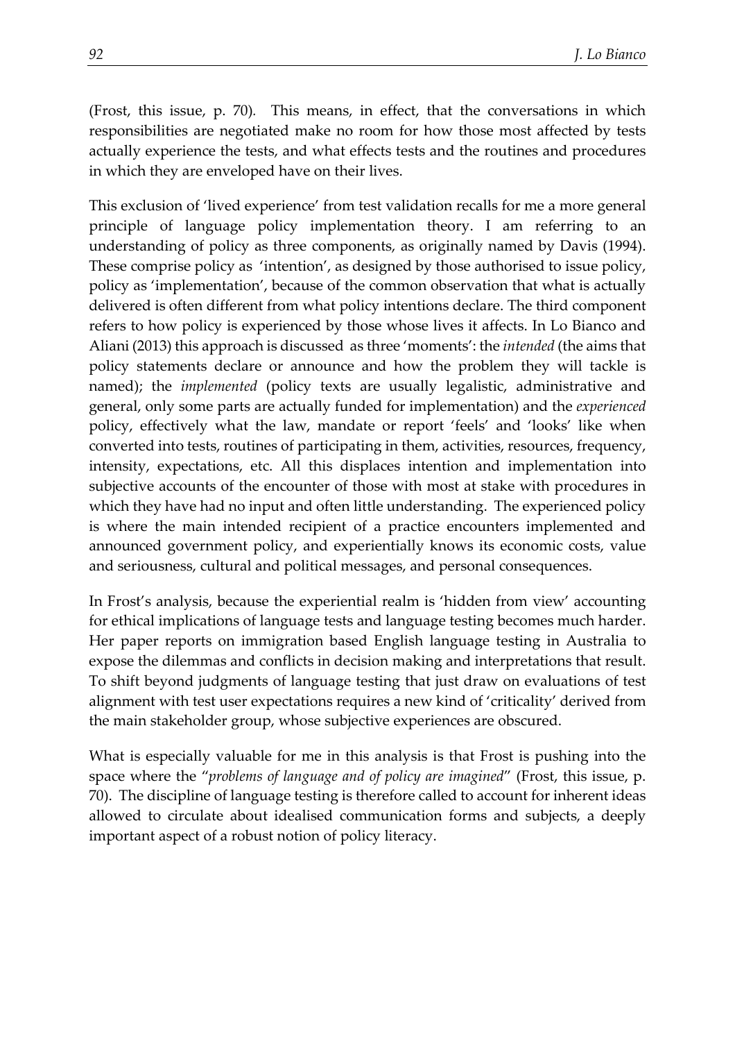(Frost, this issue, p. 70). This means, in effect, that the conversations in which responsibilities are negotiated make no room for how those most affected by tests actually experience the tests, and what effects tests and the routines and procedures in which they are enveloped have on their lives.

This exclusion of 'lived experience' from test validation recalls for me a more general principle of language policy implementation theory. I am referring to an understanding of policy as three components, as originally named by Davis (1994). These comprise policy as 'intention', as designed by those authorised to issue policy, policy as 'implementation', because of the common observation that what is actually delivered is often different from what policy intentions declare. The third component refers to how policy is experienced by those whose lives it affects. In Lo Bianco and Aliani (2013) this approach is discussed as three 'moments': the *intended* (the aims that policy statements declare or announce and how the problem they will tackle is named); the *implemented* (policy texts are usually legalistic, administrative and general, only some parts are actually funded for implementation) and the *experienced* policy, effectively what the law, mandate or report 'feels' and 'looks' like when converted into tests, routines of participating in them, activities, resources, frequency, intensity, expectations, etc. All this displaces intention and implementation into subjective accounts of the encounter of those with most at stake with procedures in which they have had no input and often little understanding. The experienced policy is where the main intended recipient of a practice encounters implemented and announced government policy, and experientially knows its economic costs, value and seriousness, cultural and political messages, and personal consequences.

In Frost's analysis, because the experiential realm is 'hidden from view' accounting for ethical implications of language tests and language testing becomes much harder. Her paper reports on immigration based English language testing in Australia to expose the dilemmas and conflicts in decision making and interpretations that result. To shift beyond judgments of language testing that just draw on evaluations of test alignment with test user expectations requires a new kind of 'criticality' derived from the main stakeholder group, whose subjective experiences are obscured.

What is especially valuable for me in this analysis is that Frost is pushing into the space where the "*problems of language and of policy are imagined*" (Frost, this issue, p. 70). The discipline of language testing is therefore called to account for inherent ideas allowed to circulate about idealised communication forms and subjects, a deeply important aspect of a robust notion of policy literacy.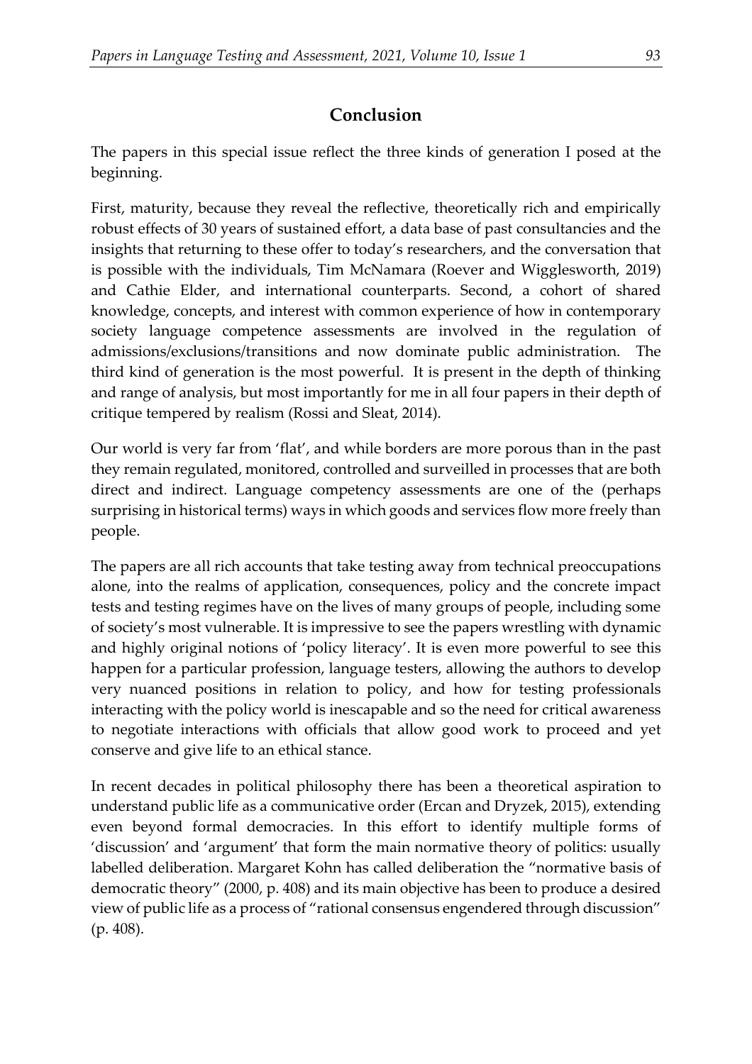## Conclusion

The papers in this special issue reflect the three kinds of generation I posed at the beginning.

First, maturity, because they reveal the reflective, theoretically rich and empirically robust effects of 30 years of sustained effort, a data base of past consultancies and the insights that returning to these offer to today's researchers, and the conversation that is possible with the individuals, Tim McNamara (Roever and Wigglesworth, 2019) and Cathie Elder, and international counterparts. Second, a cohort of shared knowledge, concepts, and interest with common experience of how in contemporary society language competence assessments are involved in the regulation of admissions/exclusions/transitions and now dominate public administration. The third kind of generation is the most powerful. It is present in the depth of thinking and range of analysis, but most importantly for me in all four papers in their depth of critique tempered by realism (Rossi and Sleat, 2014).

Our world is very far from 'flat', and while borders are more porous than in the past they remain regulated, monitored, controlled and surveilled in processes that are both direct and indirect. Language competency assessments are one of the (perhaps surprising in historical terms) ways in which goods and services flow more freely than people.

The papers are all rich accounts that take testing away from technical preoccupations alone, into the realms of application, consequences, policy and the concrete impact tests and testing regimes have on the lives of many groups of people, including some of society's most vulnerable. It is impressive to see the papers wrestling with dynamic and highly original notions of 'policy literacy'. It is even more powerful to see this happen for a particular profession, language testers, allowing the authors to develop very nuanced positions in relation to policy, and how for testing professionals interacting with the policy world is inescapable and so the need for critical awareness to negotiate interactions with officials that allow good work to proceed and yet conserve and give life to an ethical stance.

In recent decades in political philosophy there has been a theoretical aspiration to understand public life as a communicative order (Ercan and Dryzek, 2015), extending even beyond formal democracies. In this effort to identify multiple forms of 'discussion' and 'argument' that form the main normative theory of politics: usually labelled deliberation. Margaret Kohn has called deliberation the "normative basis of democratic theory" (2000, p. 408) and its main objective has been to produce a desired view of public life as a process of "rational consensus engendered through discussion" (p. 408).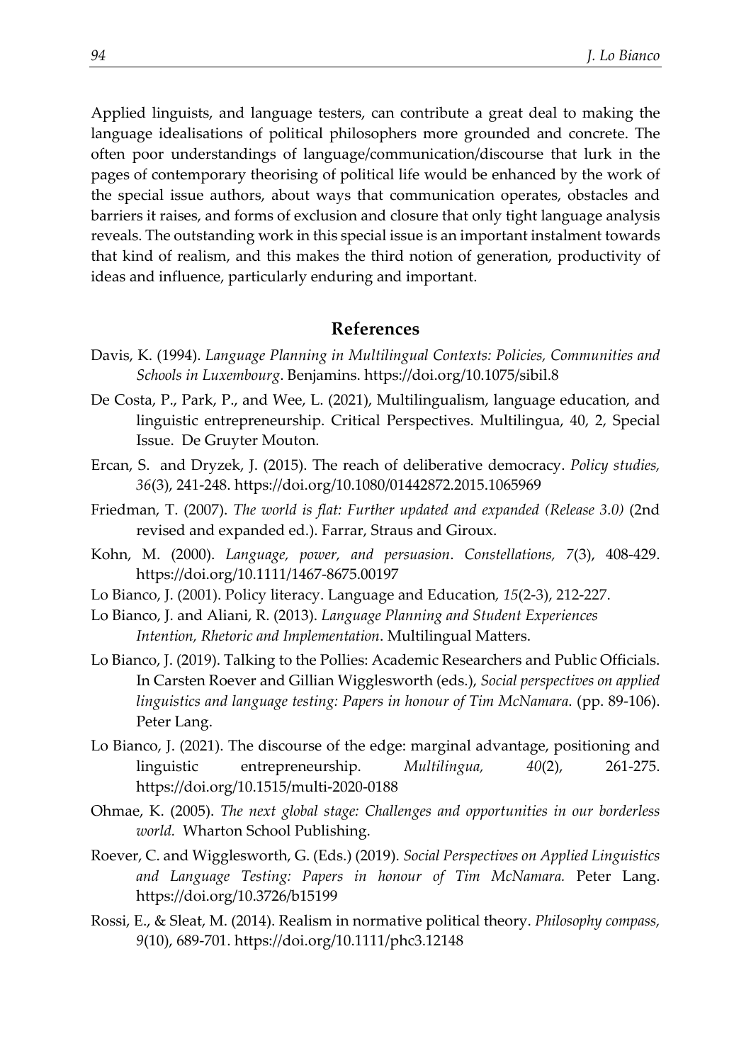Applied linguists, and language testers, can contribute a great deal to making the language idealisations of political philosophers more grounded and concrete. The often poor understandings of language/communication/discourse that lurk in the pages of contemporary theorising of political life would be enhanced by the work of the special issue authors, about ways that communication operates, obstacles and barriers it raises, and forms of exclusion and closure that only tight language analysis reveals. The outstanding work in this special issue is an important instalment towards that kind of realism, and this makes the third notion of generation, productivity of ideas and influence, particularly enduring and important.

## References

Davis, K. (1994). *Language Planning in Multilingual Contexts: Policies, Communities and Schools in Luxembourg*. Benjamins. https://doi.org/10.1075/sibil.8

De Costa, P., Park, P., and Wee, L. (2021), Multilingualism, language education, and linguistic entrepreneurship. Critical Perspectives. Multilingua, 40, 2, Special Issue. De Gruyter Mouton.

Ercan, S. and Dryzek, J. (2015). The reach of deliberative democracy. *Policy studies, 36*(3), 241-248. https://doi.org/10.1080/01442872.2015.1065969

Friedman, T. (2007). *The world is flat: Further updated and expanded (Release 3.0)* (2nd revised and expanded ed.). Farrar, Straus and Giroux.

Kohn, M. (2000). *Language, power, and persuasion*. *Constellations, 7*(3), 408-429. https://doi.org/10.1111/1467-8675.00197

Lo Bianco, J. (2001). Policy literacy. Language and Education*, 15*(2-3), 212-227.

Lo Bianco, J. and Aliani, R. (2013). *Language Planning and Student Experiences Intention, Rhetoric and Implementation*. Multilingual Matters.

Lo Bianco, J. (2019). Talking to the Pollies: Academic Researchers and Public Officials. In Carsten Roever and Gillian Wigglesworth (eds.), *Social perspectives on applied linguistics and language testing: Papers in honour of Tim McNamara*. (pp. 89-106). Peter Lang.

Lo Bianco, J. (2021). The discourse of the edge: marginal advantage, positioning and linguistic entrepreneurship. *Multilingua, 40*(2), 261-275. https://doi.org/10.1515/multi-2020-0188

Ohmae, K. (2005). *The next global stage: Challenges and opportunities in our borderless world.* Wharton School Publishing.

Roever, C. and Wigglesworth, G. (Eds.) (2019). *Social Perspectives on Applied Linguistics and Language Testing: Papers in honour of Tim McNamara.* Peter Lang. https://doi.org/10.3726/b15199

Rossi, E., & Sleat, M. (2014). Realism in normative political theory. *Philosophy compass, 9*(10), 689-701. https://doi.org/10.1111/phc3.12148